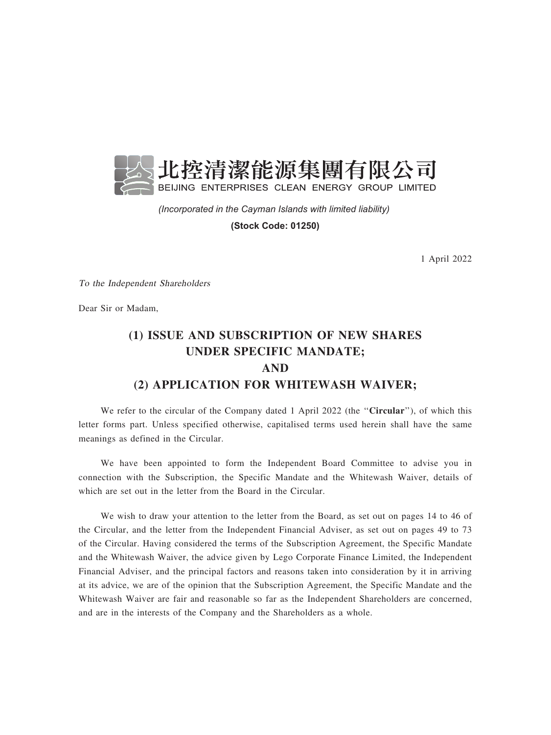北控清潔能源集團有限公司
BEIJING ENTERPRISES CLEAN ENERGY GROUP LIMITED

*(Incorporated in the Cayman Islands with limited liability)*

**(Stock Code: 01250)**

1 April 2022

*To the Independent Shareholders*

Dear Sir or Madam,

# (1) ISSUE AND SUBSCRIPTION OF NEW SHARES UNDER SPECIFIC MANDATE; AND (2) APPLICATION FOR WHITEWASH WAIVER;

We refer to the circular of the Company dated 1 April 2022 (the "**Circular**"), of which this letter forms part. Unless specified otherwise, capitalised terms used herein shall have the same meanings as defined in the Circular.

We have been appointed to form the Independent Board Committee to advise you in connection with the Subscription, the Specific Mandate and the Whitewash Waiver, details of which are set out in the letter from the Board in the Circular.

We wish to draw your attention to the letter from the Board, as set out on pages 14 to 46 of the Circular, and the letter from the Independent Financial Adviser, as set out on pages 49 to 73 of the Circular. Having considered the terms of the Subscription Agreement, the Specific Mandate and the Whitewash Waiver, the advice given by Lego Corporate Finance Limited, the Independent Financial Adviser, and the principal factors and reasons taken into consideration by it in arriving at its advice, we are of the opinion that the Subscription Agreement, the Specific Mandate and the Whitewash Waiver are fair and reasonable so far as the Independent Shareholders are concerned, and are in the interests of the Company and the Shareholders as a whole.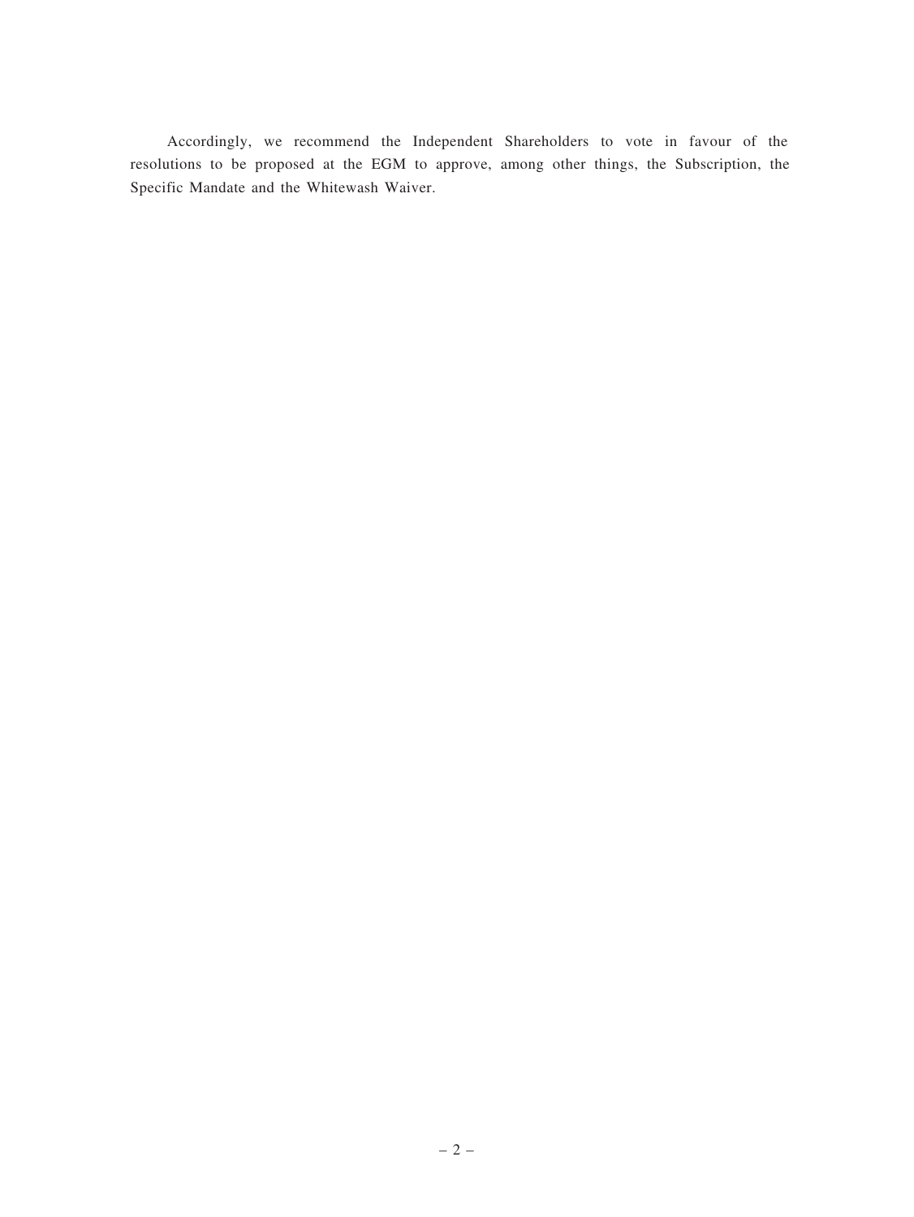Accordingly, we recommend the Independent Shareholders to vote in favour of the resolutions to be proposed at the EGM to approve, among other things, the Subscription, the Specific Mandate and the Whitewash Waiver.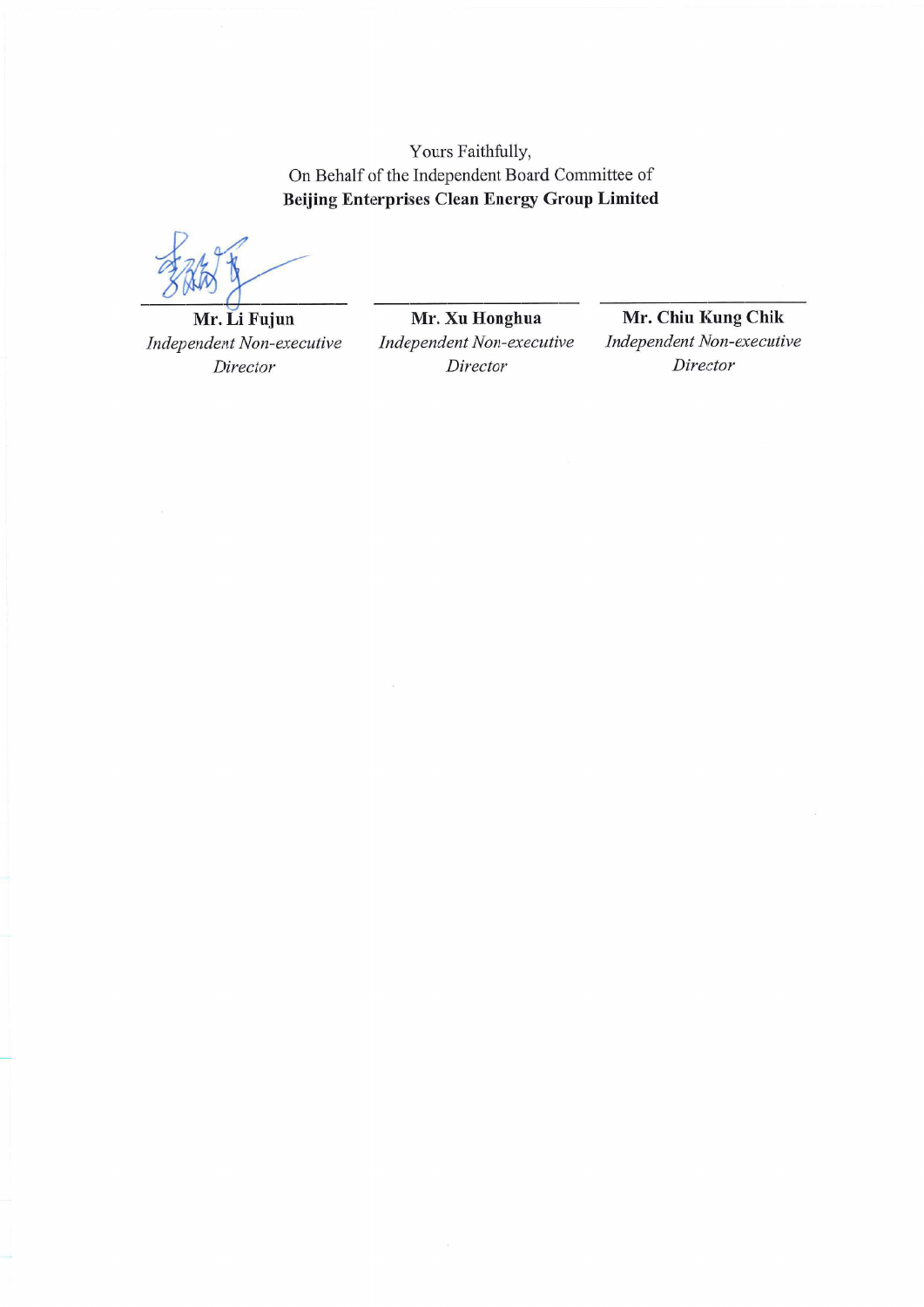Yours Faithfully,
On Behalf of the Independent Board Committee of
**Beijing Enterprises Clean Energy Group Limited**

| **Mr. Li Fujun** | **Mr. Xu Honghua** | **Mr. Chiu Kung Chik** |
| --- | --- | --- |
| *Independent Non-executive Director* | *Independent Non-executive Director* | *Independent Non-executive Director* |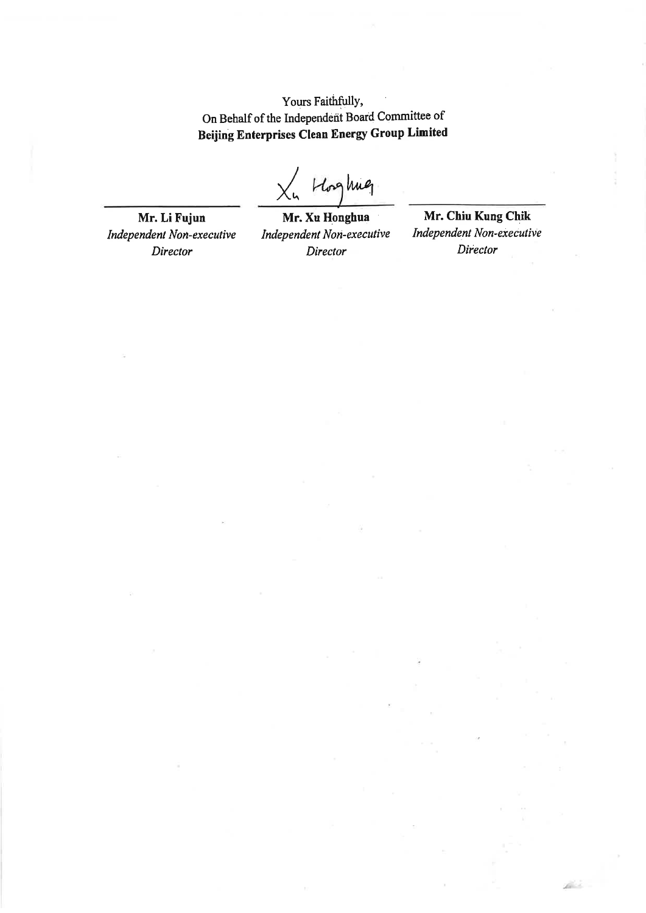Yours Faithfully,
On Behalf of the Independent Board Committee of
**Beijing Enterprises Clean Energy Group Limited**

| **Mr. Li Fujun** | **Mr. Xu Honghua** | **Mr. Chiu Kung Chik** |
| --- | --- | --- |
| *Independent Non-executive Director* | *Independent Non-executive Director* | *Independent Non-executive Director* |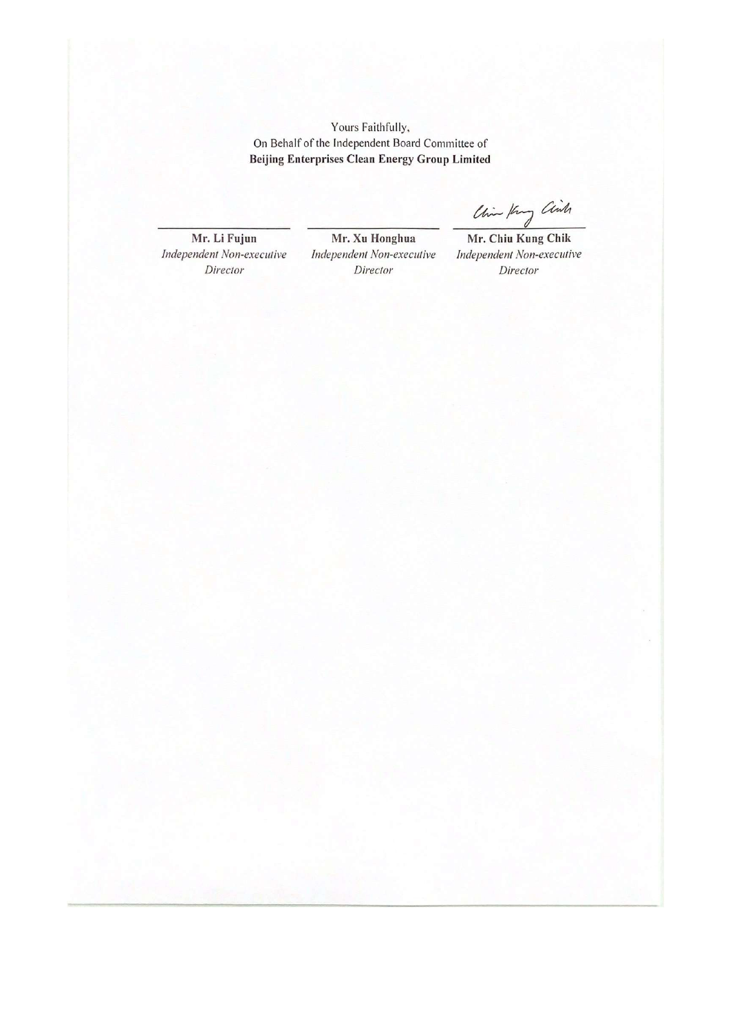Yours Faithfully,
On Behalf of the Independent Board Committee of
**Beijing Enterprises Clean Energy Group Limited**

| | | |
|---|---|---|
| **Mr. Li Fujun** | **Mr. Xu Honghua** | **Mr. Chiu Kung Chik** |
| *Independent Non-executive Director* | *Independent Non-executive Director* | *Independent Non-executive Director* |